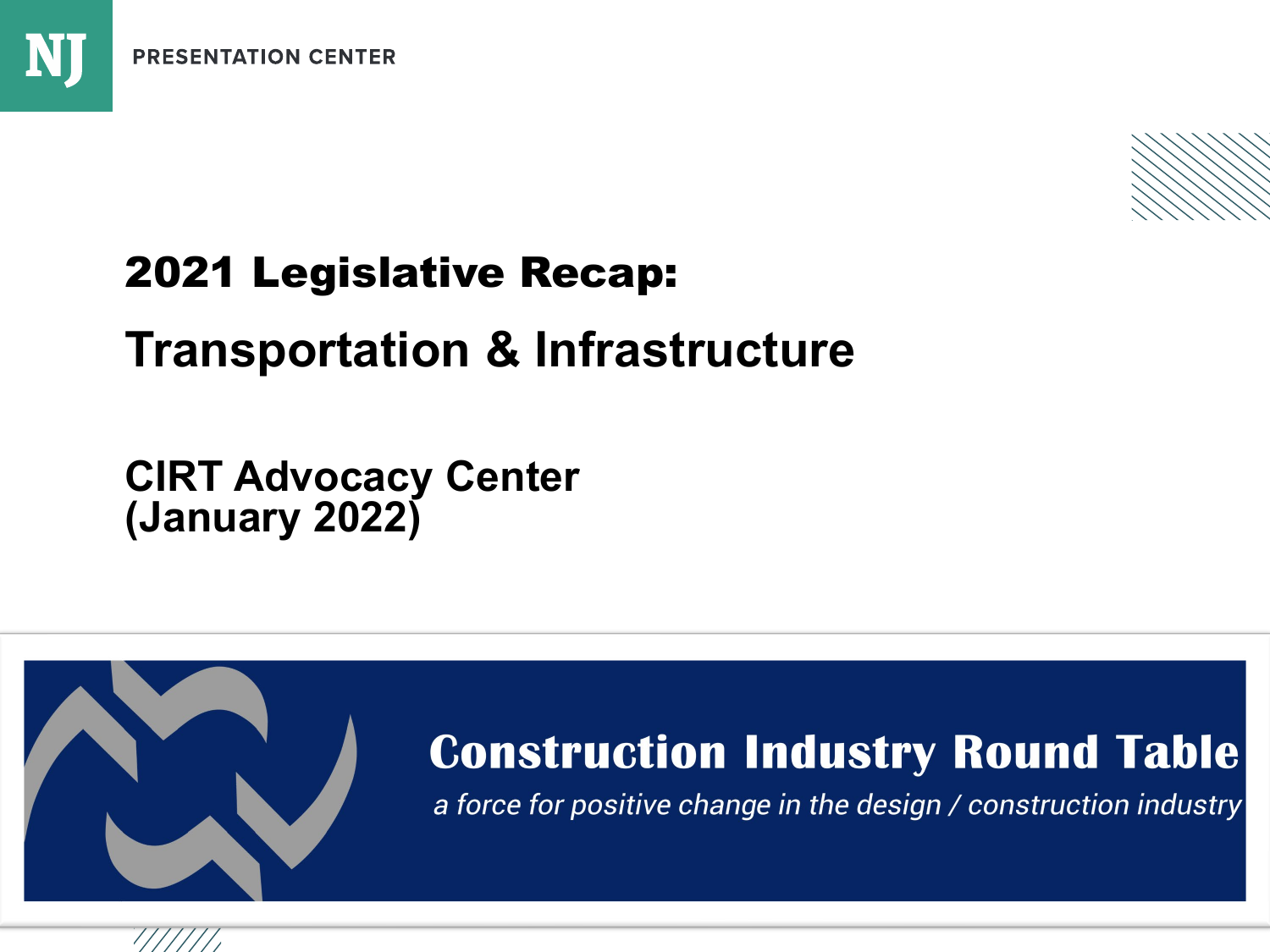NJ PRESENTATION CENTER

# 2021 Legislative Recap:

## Transportation & Infrastructure

**CIRT Advocacy Center**
**(January 2022)**

**Construction Industry Round Table**

*a force for positive change in the design / construction industry*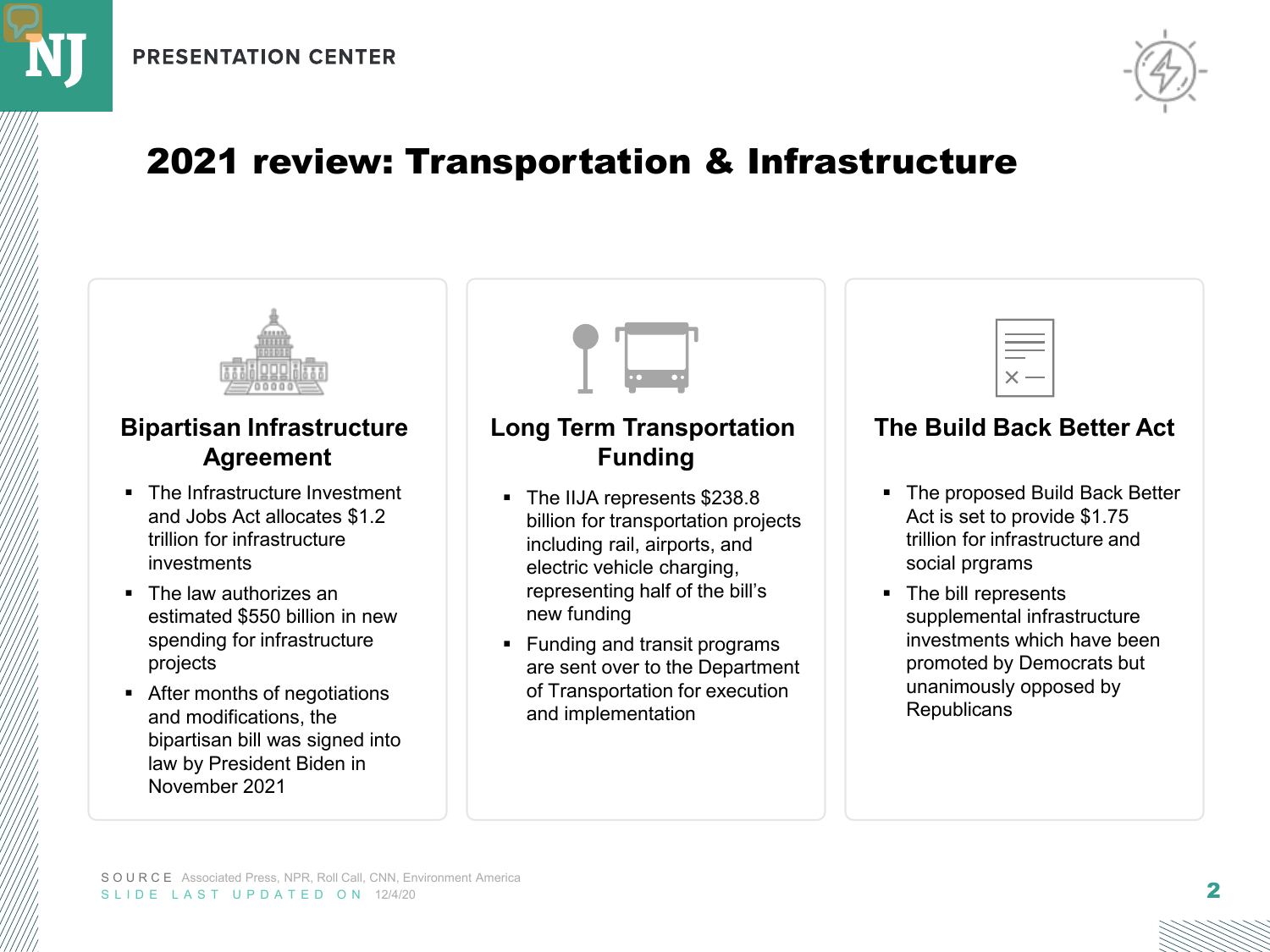PRESENTATION CENTER

# 2021 review: Transportation & Infrastructure

## Bipartisan Infrastructure Agreement

- The Infrastructure Investment and Jobs Act allocates $1.2 trillion for infrastructure investments
- The law authorizes an estimated $550 billion in new spending for infrastructure projects
- After months of negotiations and modifications, the bipartisan bill was signed into law by President Biden in November 2021

## Long Term Transportation Funding

- The IIJA represents $238.8 billion for transportation projects including rail, airports, and electric vehicle charging, representing half of the bill's new funding
- Funding and transit programs are sent over to the Department of Transportation for execution and implementation

## The Build Back Better Act

- The proposed Build Back Better Act is set to provide $1.75 trillion for infrastructure and social prgrams
- The bill represents supplemental infrastructure investments which have been promoted by Democrats but unanimously opposed by Republicans

SOURCE Associated Press, NPR, Roll Call, CNN, Environment America

SLIDE LAST UPDATED ON 12/4/20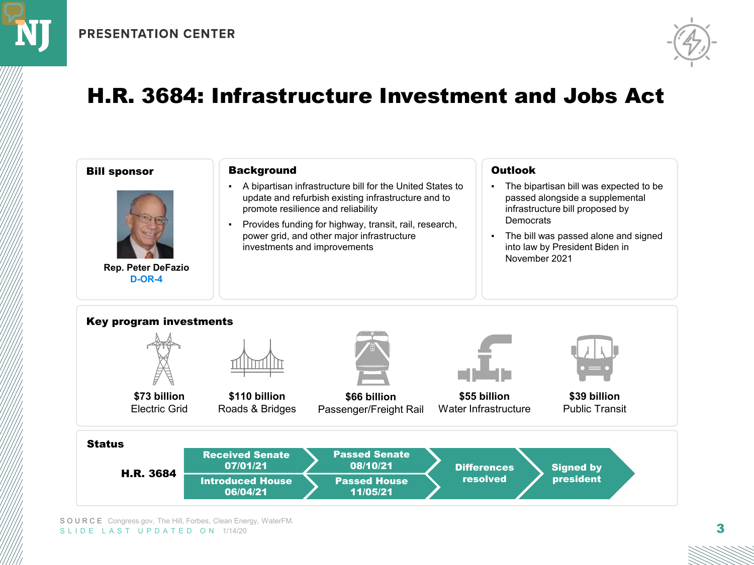# H.R. 3684: Infrastructure Investment and Jobs Act

## Bill sponsor

Rep. Peter DeFazio
D-OR-4

## Background

- A bipartisan infrastructure bill for the United States to update and refurbish existing infrastructure and to promote resilience and reliability
- Provides funding for highway, transit, rail, research, power grid, and other major infrastructure investments and improvements

## Outlook

- The bipartisan bill was expected to be passed alongside a supplemental infrastructure bill proposed by Democrats
- The bill was passed alone and signed into law by President Biden in November 2021

## Key program investments

**$73 billion** Electric Grid

**$110 billion** Roads & Bridges

**$66 billion** Passenger/Freight Rail

**$55 billion** Water Infrastructure

**$39 billion** Public Transit

## Status

**H.R. 3684**

- Introduced House 06/04/21
- Received Senate 07/01/21
- Passed Senate 08/10/21
- Passed House 11/05/21
- Differences resolved
- Signed by president

SOURCE Congress.gov, The Hill, Forbes, Clean Energy, WaterFM.

SLIDE LAST UPDATED ON 1/14/20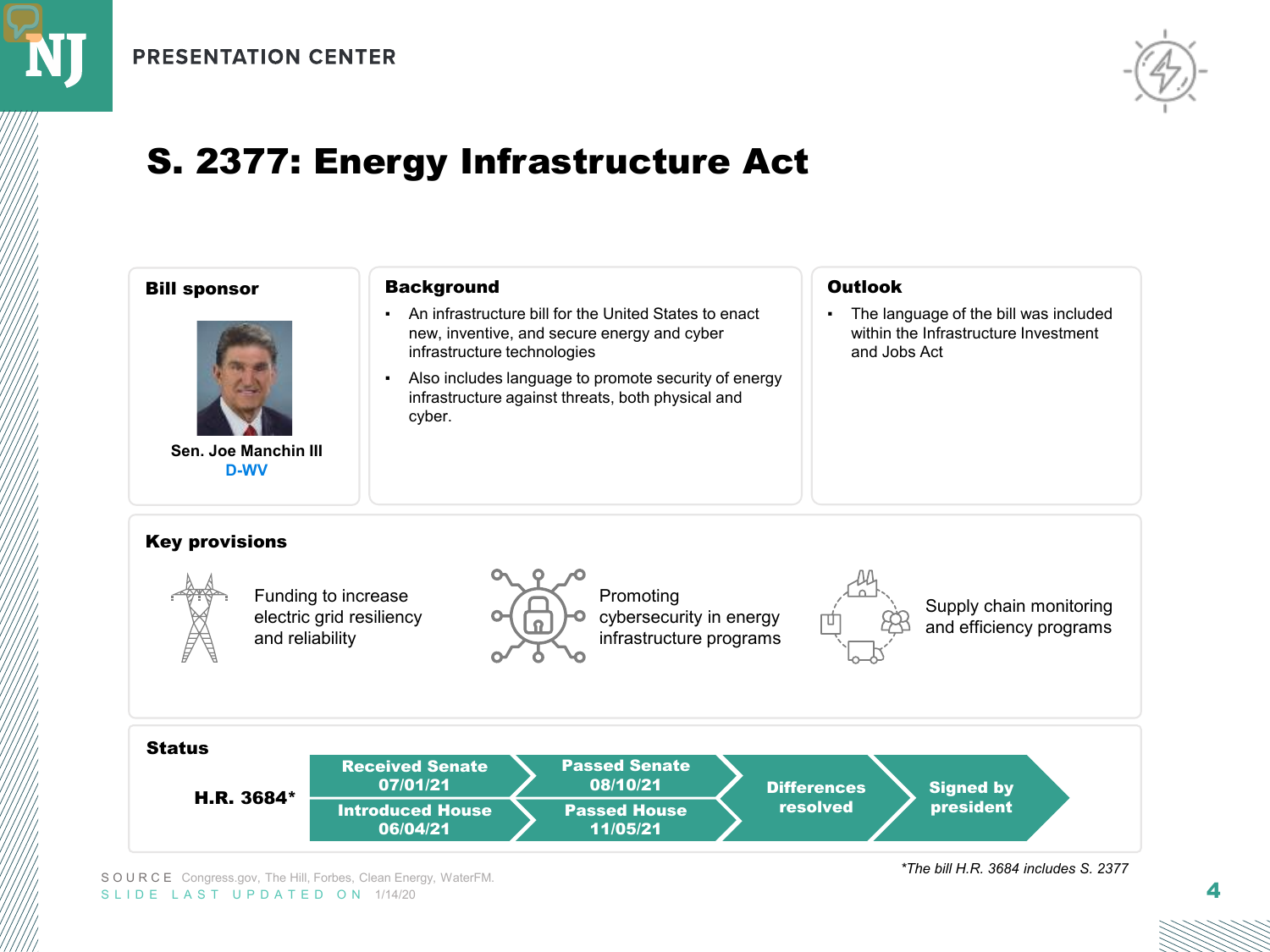# S. 2377: Energy Infrastructure Act

## Bill sponsor

**Sen. Joe Manchin III**
D-WV

## Background

- An infrastructure bill for the United States to enact new, inventive, and secure energy and cyber infrastructure technologies
- Also includes language to promote security of energy infrastructure against threats, both physical and cyber.

## Outlook

- The language of the bill was included within the Infrastructure Investment and Jobs Act

## Key provisions

- Funding to increase electric grid resiliency and reliability
- Promoting cybersecurity in energy infrastructure programs
- Supply chain monitoring and efficiency programs

## Status

**H.R. 3684***

| Received Senate 07/01/21 | Passed Senate 08/10/21 | Differences resolved | Signed by president |
|---|---|---|---|
| Introduced House 06/04/21 | Passed House 11/05/21 | | |

*The bill H.R. 3684 includes S. 2377

SOURCE Congress.gov, The Hill, Forbes, Clean Energy, WaterFM.

SLIDE LAST UPDATED ON 1/14/20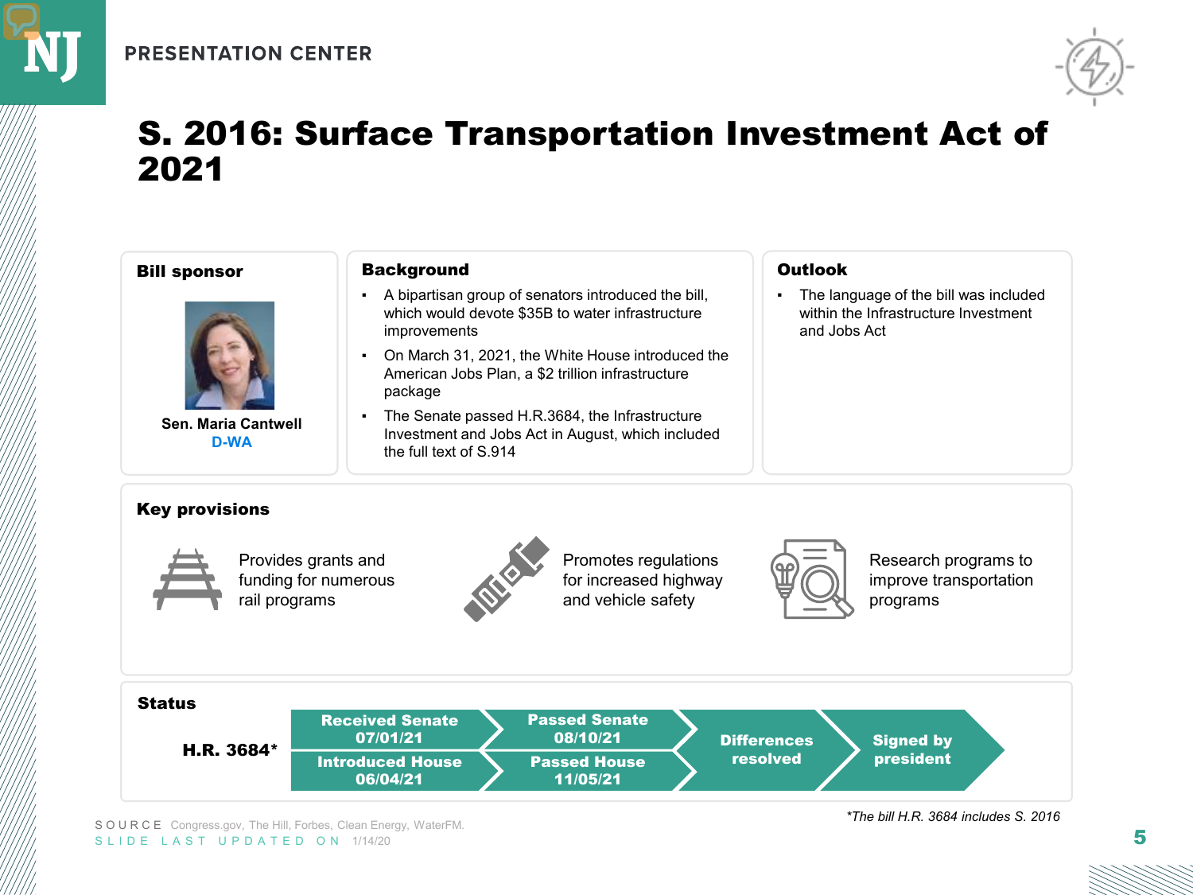# S. 2016: Surface Transportation Investment Act of 2021

## Bill sponsor

Sen. Maria Cantwell
D-WA

## Background

- A bipartisan group of senators introduced the bill, which would devote $35B to water infrastructure improvements
- On March 31, 2021, the White House introduced the American Jobs Plan, a $2 trillion infrastructure package
- The Senate passed H.R.3684, the Infrastructure Investment and Jobs Act in August, which included the full text of S.914

## Outlook

- The language of the bill was included within the Infrastructure Investment and Jobs Act

## Key provisions

- Provides grants and funding for numerous rail programs
- Promotes regulations for increased highway and vehicle safety
- Research programs to improve transportation programs

## Status

H.R. 3684*

- Received Senate 07/01/21
- Introduced House 06/04/21
- Passed Senate 08/10/21
- Passed House 11/05/21
- Differences resolved
- Signed by president

*The bill H.R. 3684 includes S. 2016*

SOURCE Congress.gov, The Hill, Forbes, Clean Energy, WaterFM.

SLIDE LAST UPDATED ON 1/14/20